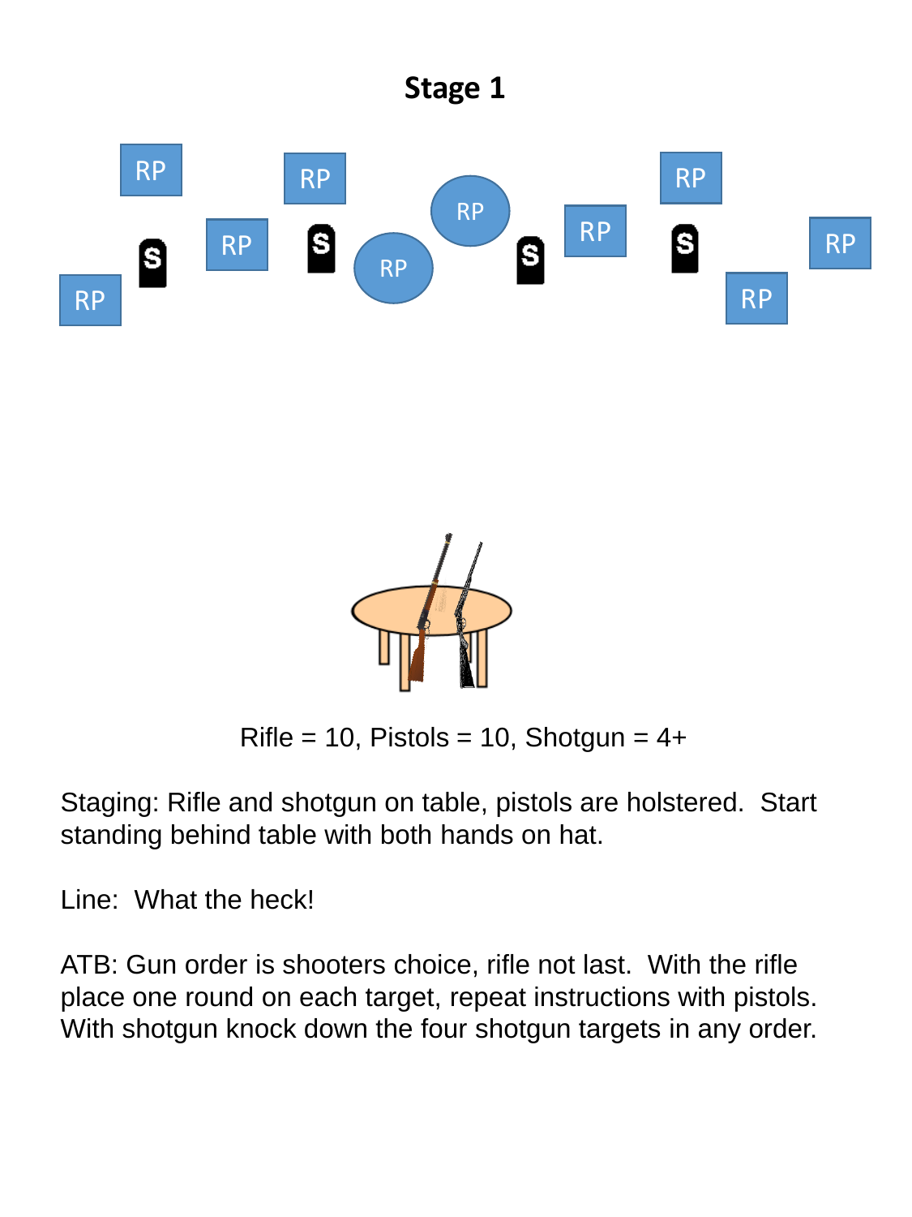# Stage 1

Rifle = 10, Pistols = 10, Shotgun = 4+

Staging: Rifle and shotgun on table, pistols are holstered. Start standing behind table with both hands on hat.

Line: What the heck!

ATB: Gun order is shooters choice, rifle not last. With the rifle place one round on each target, repeat instructions with pistols. With shotgun knock down the four shotgun targets in any order.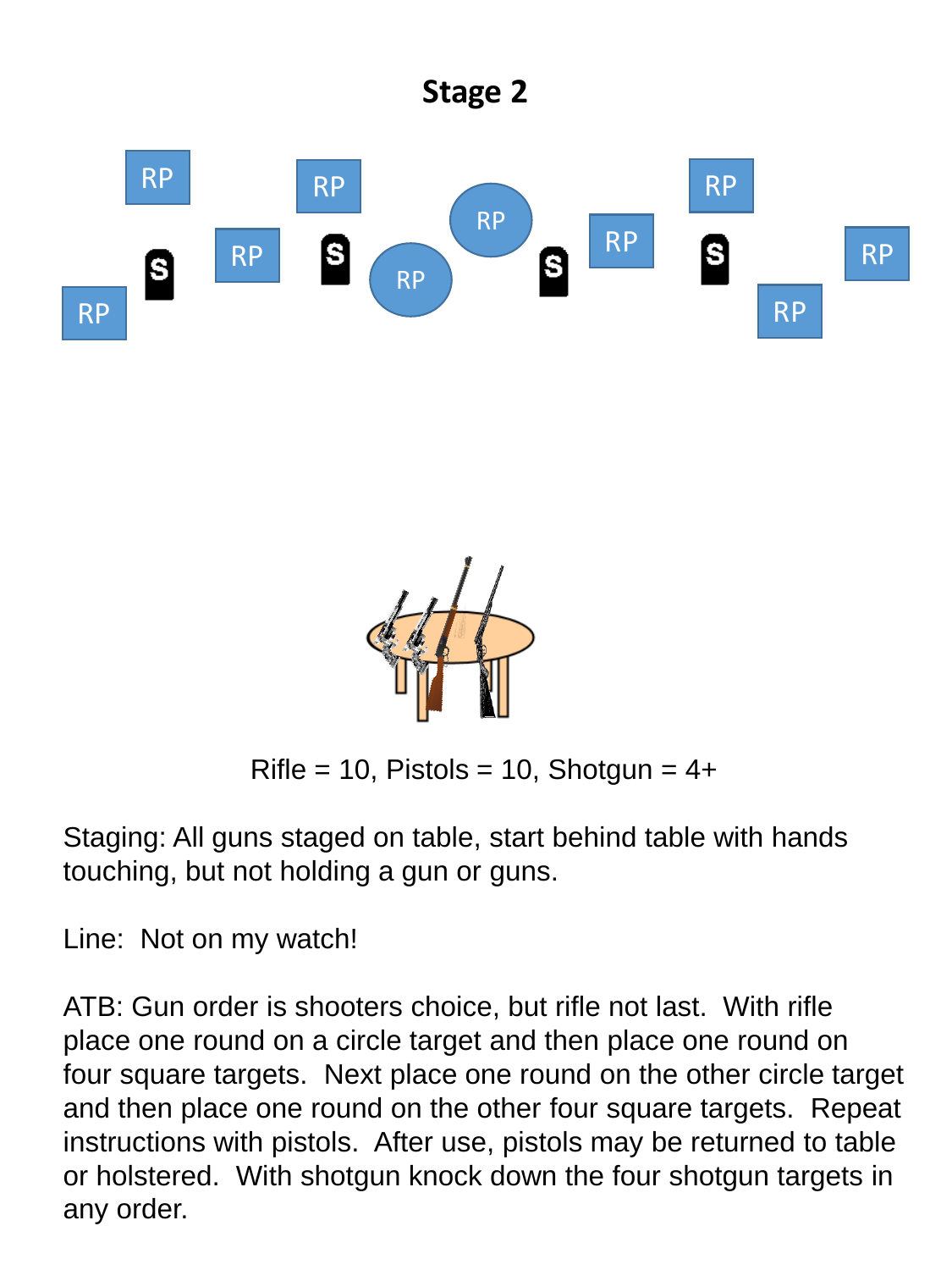# Stage 2

Rifle = 10, Pistols = 10, Shotgun = 4+

Staging: All guns staged on table, start behind table with hands touching, but not holding a gun or guns.

Line: Not on my watch!

ATB: Gun order is shooters choice, but rifle not last. With rifle place one round on a circle target and then place one round on four square targets. Next place one round on the other circle target and then place one round on the other four square targets. Repeat instructions with pistols. After use, pistols may be returned to table or holstered. With shotgun knock down the four shotgun targets in any order.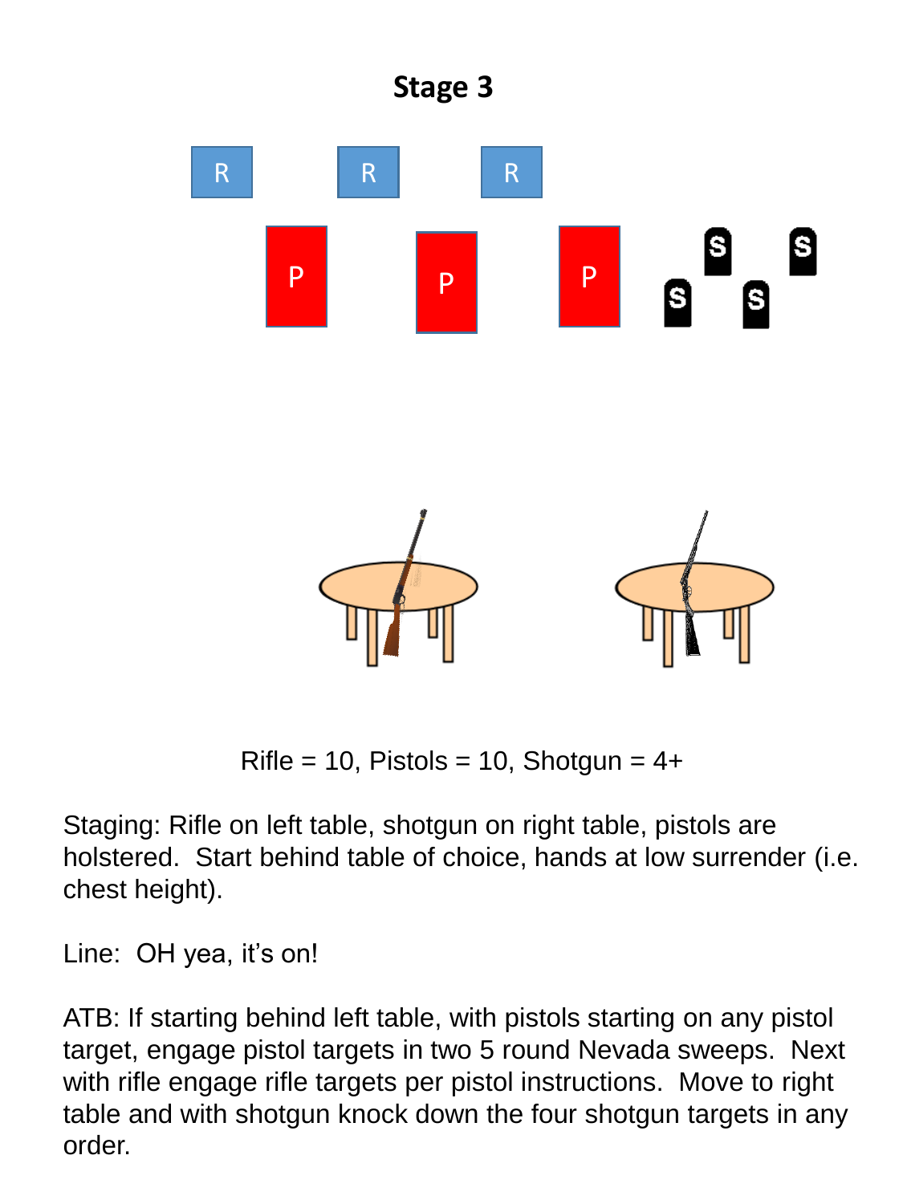# Stage 3

Rifle = 10, Pistols = 10, Shotgun = 4+

Staging: Rifle on left table, shotgun on right table, pistols are holstered. Start behind table of choice, hands at low surrender (i.e. chest height).

Line: OH yea, it's on!

ATB: If starting behind left table, with pistols starting on any pistol target, engage pistol targets in two 5 round Nevada sweeps. Next with rifle engage rifle targets per pistol instructions. Move to right table and with shotgun knock down the four shotgun targets in any order.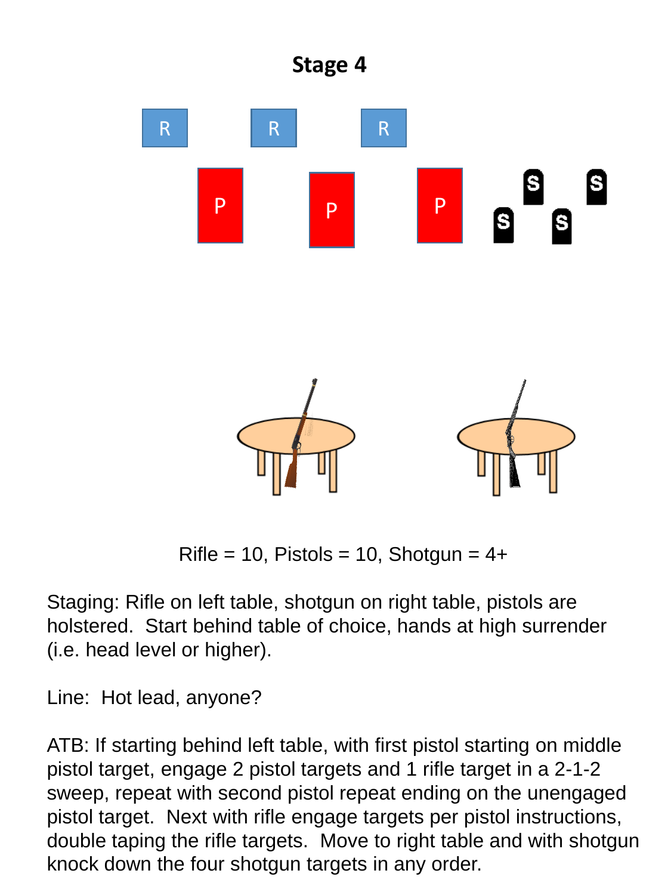# Stage 4

Rifle = 10, Pistols = 10, Shotgun = 4+

Staging: Rifle on left table, shotgun on right table, pistols are holstered. Start behind table of choice, hands at high surrender (i.e. head level or higher).

Line: Hot lead, anyone?

ATB: If starting behind left table, with first pistol starting on middle pistol target, engage 2 pistol targets and 1 rifle target in a 2-1-2 sweep, repeat with second pistol repeat ending on the unengaged pistol target. Next with rifle engage targets per pistol instructions, double taping the rifle targets. Move to right table and with shotgun knock down the four shotgun targets in any order.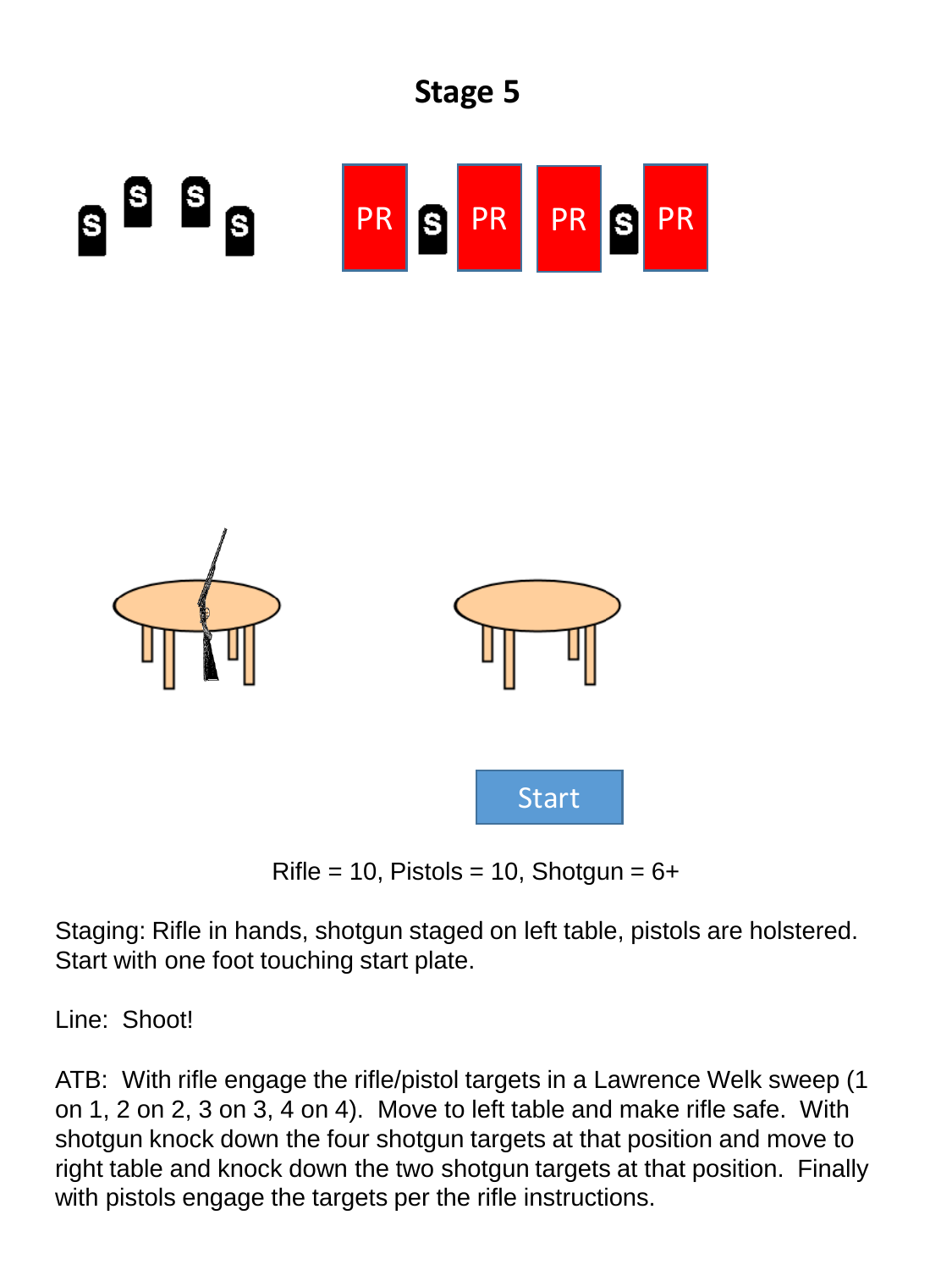# Stage 5

Rifle = 10, Pistols = 10, Shotgun = 6+

Staging: Rifle in hands, shotgun staged on left table, pistols are holstered. Start with one foot touching start plate.

Line: Shoot!

ATB: With rifle engage the rifle/pistol targets in a Lawrence Welk sweep (1 on 1, 2 on 2, 3 on 3, 4 on 4). Move to left table and make rifle safe. With shotgun knock down the four shotgun targets at that position and move to right table and knock down the two shotgun targets at that position. Finally with pistols engage the targets per the rifle instructions.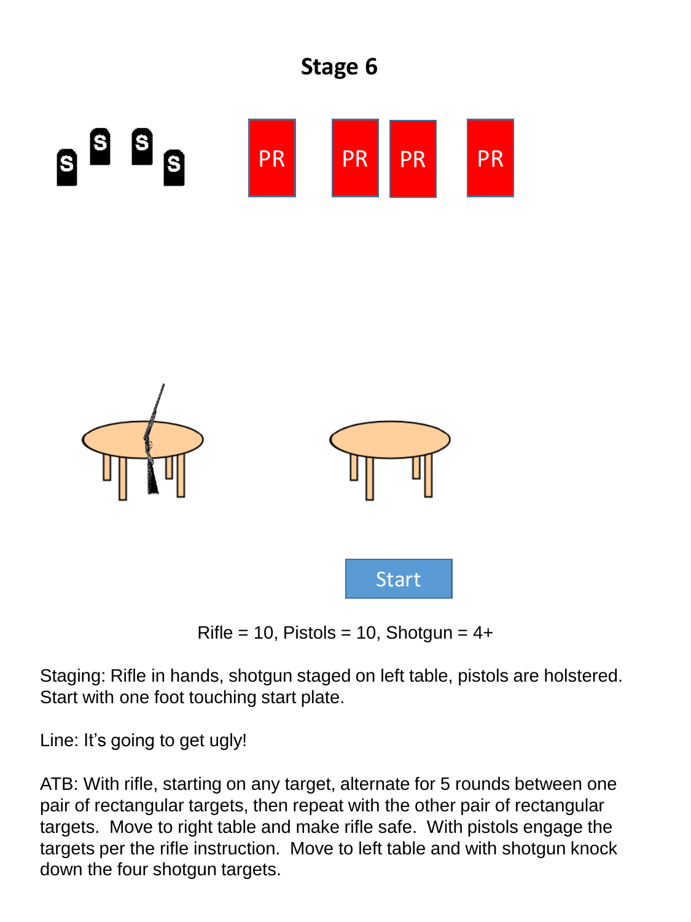# Stage 6

S S S S

PR PR PR PR

Start

Rifle = 10, Pistols = 10, Shotgun = 4+

Staging: Rifle in hands, shotgun staged on left table, pistols are holstered. Start with one foot touching start plate.

Line: It's going to get ugly!

ATB: With rifle, starting on any target, alternate for 5 rounds between one pair of rectangular targets, then repeat with the other pair of rectangular targets. Move to right table and make rifle safe. With pistols engage the targets per the rifle instruction. Move to left table and with shotgun knock down the four shotgun targets.